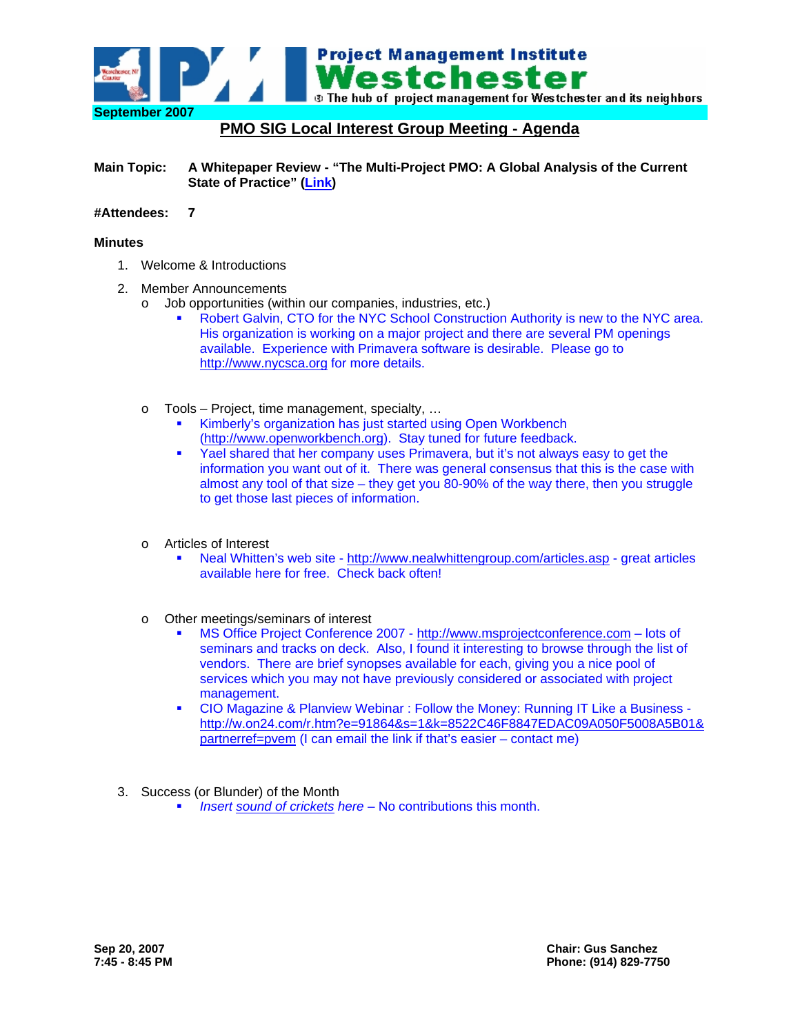Project Management Institute
**Westchester**
The hub of project management for Westchester and its neighbors

**September 2007**

## PMO SIG Local Interest Group Meeting - Agenda

**Main Topic:** **A Whitepaper Review - "The Multi-Project PMO: A Global Analysis of the Current State of Practice" (Link)**

**#Attendees:** **7**

**Minutes**

1. Welcome & Introductions
2. Member Announcements
   - Job opportunities (within our companies, industries, etc.)
     - Robert Galvin, CTO for the NYC School Construction Authority is new to the NYC area. His organization is working on a major project and there are several PM openings available. Experience with Primavera software is desirable. Please go to http://www.nycsca.org for more details.
   - Tools – Project, time management, specialty, …
     - Kimberly's organization has just started using Open Workbench (http://www.openworkbench.org). Stay tuned for future feedback.
     - Yael shared that her company uses Primavera, but it's not always easy to get the information you want out of it. There was general consensus that this is the case with almost any tool of that size – they get you 80-90% of the way there, then you struggle to get those last pieces of information.
   - Articles of Interest
     - Neal Whitten's web site - http://www.nealwhittengroup.com/articles.asp - great articles available here for free. Check back often!
   - Other meetings/seminars of interest
     - MS Office Project Conference 2007 - http://www.msprojectconference.com – lots of seminars and tracks on deck. Also, I found it interesting to browse through the list of vendors. There are brief synopses available for each, giving you a nice pool of services which you may not have previously considered or associated with project management.
     - CIO Magazine & Planview Webinar : Follow the Money: Running IT Like a Business - http://w.on24.com/r.htm?e=91864&s=1&k=8522C46F8847EDAC09A050F5008A5B01&partnerref=pvem (I can email the link if that's easier – contact me)
3. Success (or Blunder) of the Month
   - *Insert sound of crickets here* – No contributions this month.

**Sep 20, 2007**
**7:45 - 8:45 PM**

**Chair: Gus Sanchez**
**Phone: (914) 829-7750**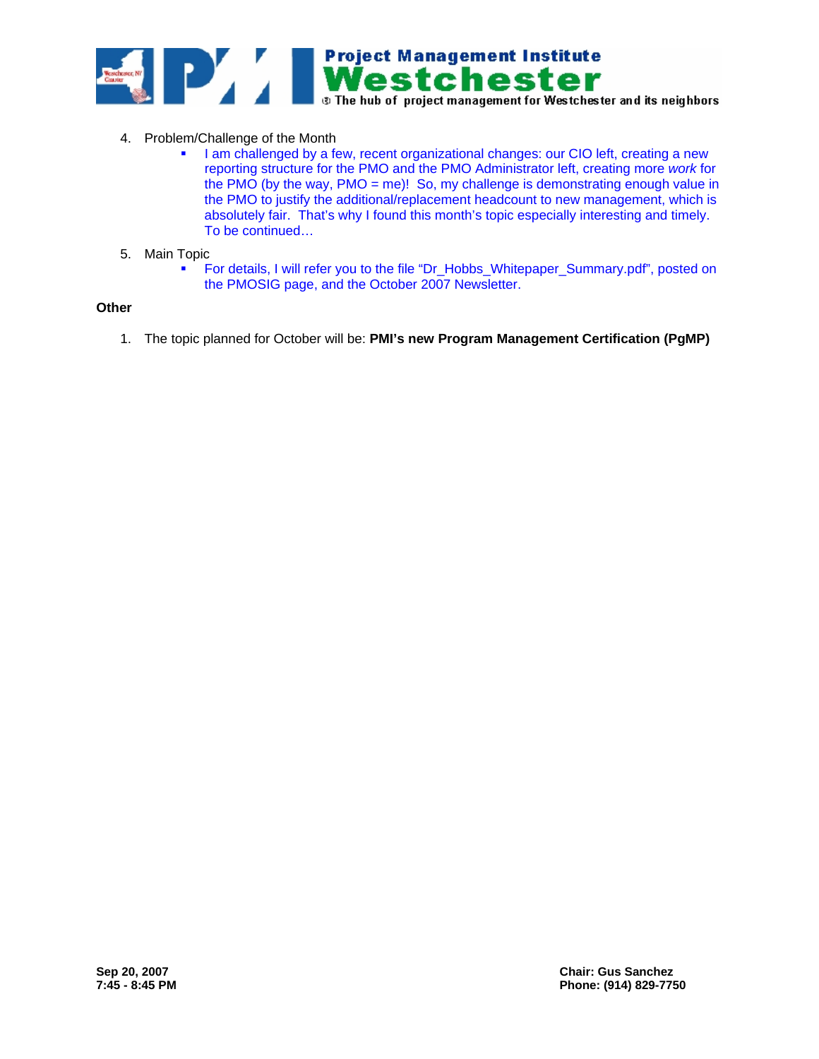4. Problem/Challenge of the Month
   - I am challenged by a few, recent organizational changes: our CIO left, creating a new reporting structure for the PMO and the PMO Administrator left, creating more *work* for the PMO (by the way, PMO = me)! So, my challenge is demonstrating enough value in the PMO to justify the additional/replacement headcount to new management, which is absolutely fair. That's why I found this month's topic especially interesting and timely. To be continued…

5. Main Topic
   - For details, I will refer you to the file "Dr_Hobbs_Whitepaper_Summary.pdf", posted on the PMOSIG page, and the October 2007 Newsletter.

**Other**

1. The topic planned for October will be: **PMI's new Program Management Certification (PgMP)**

**Sep 20, 2007**
**7:45 - 8:45 PM**

**Chair: Gus Sanchez**
**Phone: (914) 829-7750**